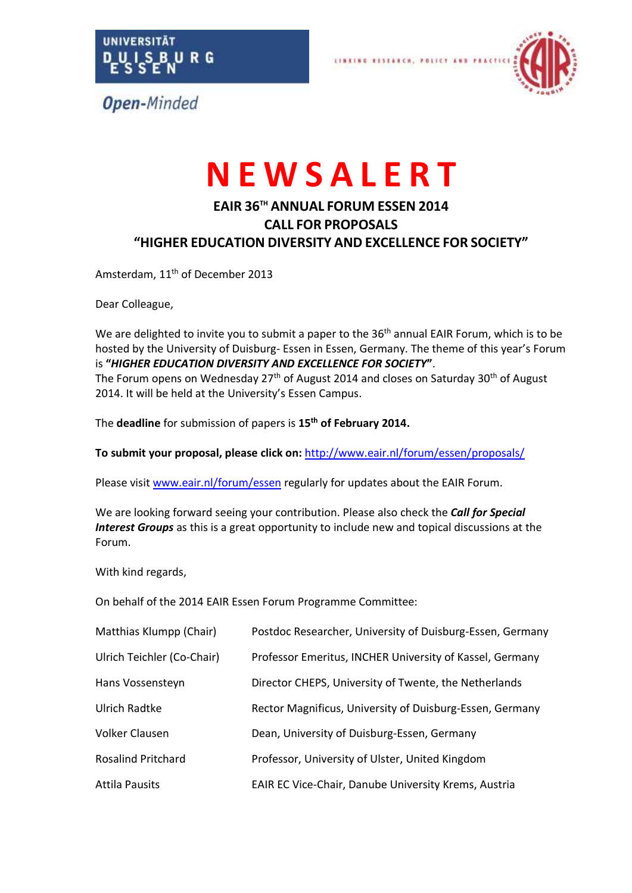UNIVERSITÄT DUISBURG ESSEN

*Open-Minded*

LINKING RESEARCH, POLICY AND PRACTICE

# NEWSALERT

## EAIR 36TH ANNUAL FORUM ESSEN 2014
## CALL FOR PROPOSALS
## "HIGHER EDUCATION DIVERSITY AND EXCELLENCE FOR SOCIETY"

Amsterdam, 11th of December 2013

Dear Colleague,

We are delighted to invite you to submit a paper to the 36th annual EAIR Forum, which is to be hosted by the University of Duisburg- Essen in Essen, Germany. The theme of this year's Forum is **"*HIGHER EDUCATION DIVERSITY AND EXCELLENCE FOR SOCIETY*"**.
The Forum opens on Wednesday 27th of August 2014 and closes on Saturday 30th of August 2014. It will be held at the University's Essen Campus.

The **deadline** for submission of papers is **15th of February 2014.**

**To submit your proposal, please click on:** http://www.eair.nl/forum/essen/proposals/

Please visit www.eair.nl/forum/essen regularly for updates about the EAIR Forum.

We are looking forward seeing your contribution. Please also check the ***Call for Special Interest Groups*** as this is a great opportunity to include new and topical discussions at the Forum.

With kind regards,

On behalf of the 2014 EAIR Essen Forum Programme Committee:

| | |
|---|---|
| Matthias Klumpp (Chair) | Postdoc Researcher, University of Duisburg-Essen, Germany |
| Ulrich Teichler (Co-Chair) | Professor Emeritus, INCHER University of Kassel, Germany |
| Hans Vossensteyn | Director CHEPS, University of Twente, the Netherlands |
| Ulrich Radtke | Rector Magnificus, University of Duisburg-Essen, Germany |
| Volker Clausen | Dean, University of Duisburg-Essen, Germany |
| Rosalind Pritchard | Professor, University of Ulster, United Kingdom |
| Attila Pausits | EAIR EC Vice-Chair, Danube University Krems, Austria |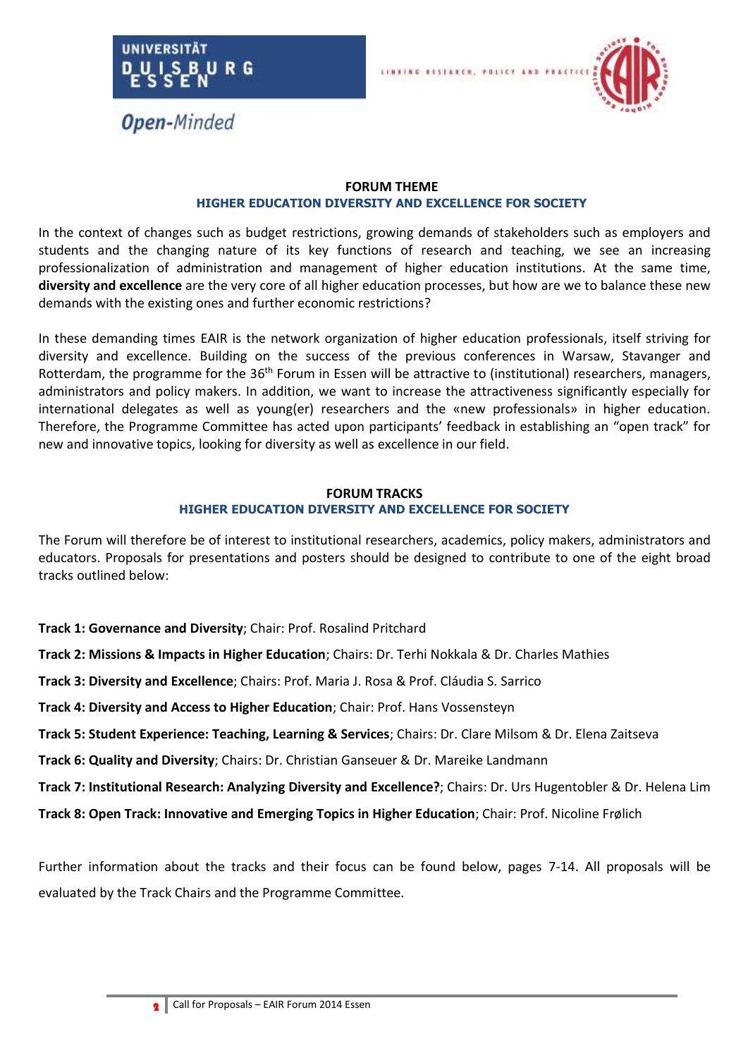## FORUM THEME

### HIGHER EDUCATION DIVERSITY AND EXCELLENCE FOR SOCIETY

In the context of changes such as budget restrictions, growing demands of stakeholders such as employers and students and the changing nature of its key functions of research and teaching, we see an increasing professionalization of administration and management of higher education institutions. At the same time, **diversity and excellence** are the very core of all higher education processes, but how are we to balance these new demands with the existing ones and further economic restrictions?

In these demanding times EAIR is the network organization of higher education professionals, itself striving for diversity and excellence. Building on the success of the previous conferences in Warsaw, Stavanger and Rotterdam, the programme for the 36th Forum in Essen will be attractive to (institutional) researchers, managers, administrators and policy makers. In addition, we want to increase the attractiveness significantly especially for international delegates as well as young(er) researchers and the «new professionals» in higher education. Therefore, the Programme Committee has acted upon participants' feedback in establishing an "open track" for new and innovative topics, looking for diversity as well as excellence in our field.

## FORUM TRACKS

### HIGHER EDUCATION DIVERSITY AND EXCELLENCE FOR SOCIETY

The Forum will therefore be of interest to institutional researchers, academics, policy makers, administrators and educators. Proposals for presentations and posters should be designed to contribute to one of the eight broad tracks outlined below:

**Track 1: Governance and Diversity**; Chair: Prof. Rosalind Pritchard

**Track 2: Missions & Impacts in Higher Education**; Chairs: Dr. Terhi Nokkala & Dr. Charles Mathies

**Track 3: Diversity and Excellence**; Chairs: Prof. Maria J. Rosa & Prof. Cláudia S. Sarrico

**Track 4: Diversity and Access to Higher Education**; Chair: Prof. Hans Vossensteyn

**Track 5: Student Experience: Teaching, Learning & Services**; Chairs: Dr. Clare Milsom & Dr. Elena Zaitseva

**Track 6: Quality and Diversity**; Chairs: Dr. Christian Ganseuer & Dr. Mareike Landmann

**Track 7: Institutional Research: Analyzing Diversity and Excellence?**; Chairs: Dr. Urs Hugentobler & Dr. Helena Lim

**Track 8: Open Track: Innovative and Emerging Topics in Higher Education**; Chair: Prof. Nicoline Frølich

Further information about the tracks and their focus can be found below, pages 7-14. All proposals will be evaluated by the Track Chairs and the Programme Committee.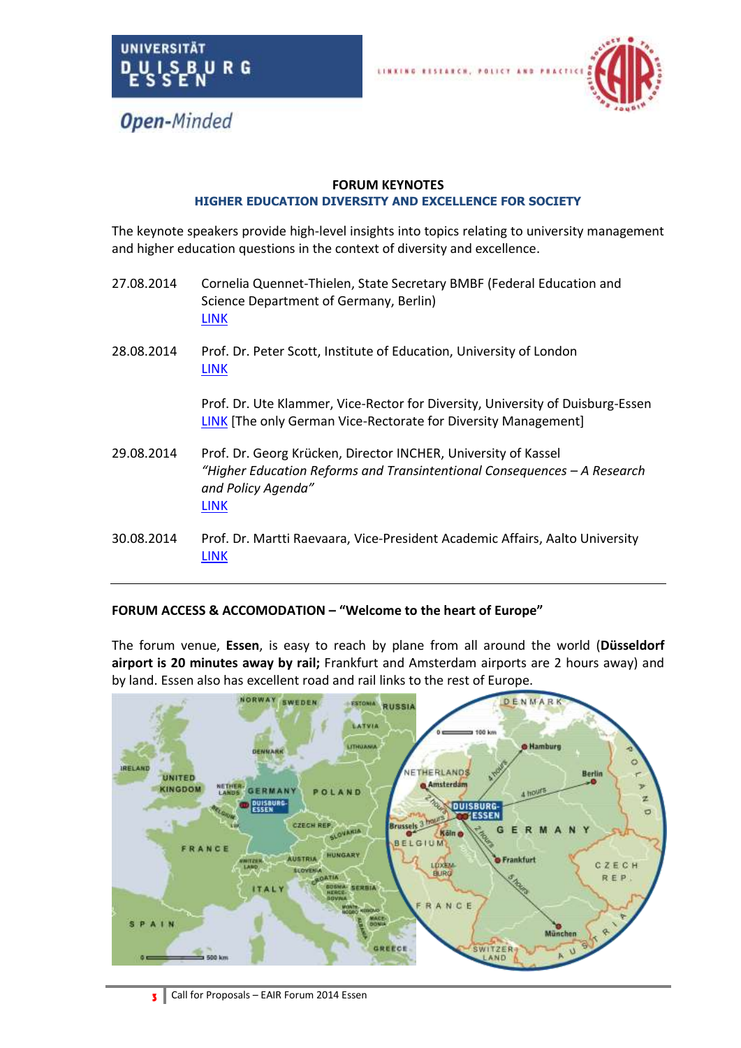**FORUM KEYNOTES**

**HIGHER EDUCATION DIVERSITY AND EXCELLENCE FOR SOCIETY**

The keynote speakers provide high-level insights into topics relating to university management and higher education questions in the context of diversity and excellence.

27.08.2014 Cornelia Quennet-Thielen, State Secretary BMBF (Federal Education and Science Department of Germany, Berlin)
LINK

28.08.2014 Prof. Dr. Peter Scott, Institute of Education, University of London
LINK

Prof. Dr. Ute Klammer, Vice-Rector for Diversity, University of Duisburg-Essen
LINK [The only German Vice-Rectorate for Diversity Management]

29.08.2014 Prof. Dr. Georg Krücken, Director INCHER, University of Kassel
*"Higher Education Reforms and Transintentional Consequences – A Research and Policy Agenda"*
LINK

30.08.2014 Prof. Dr. Martti Raevaara, Vice-President Academic Affairs, Aalto University
LINK

---

**FORUM ACCESS & ACCOMODATION – "Welcome to the heart of Europe"**

The forum venue, **Essen**, is easy to reach by plane from all around the world (**Düsseldorf airport is 20 minutes away by rail;** Frankfurt and Amsterdam airports are 2 hours away) and by land. Essen also has excellent road and rail links to the rest of Europe.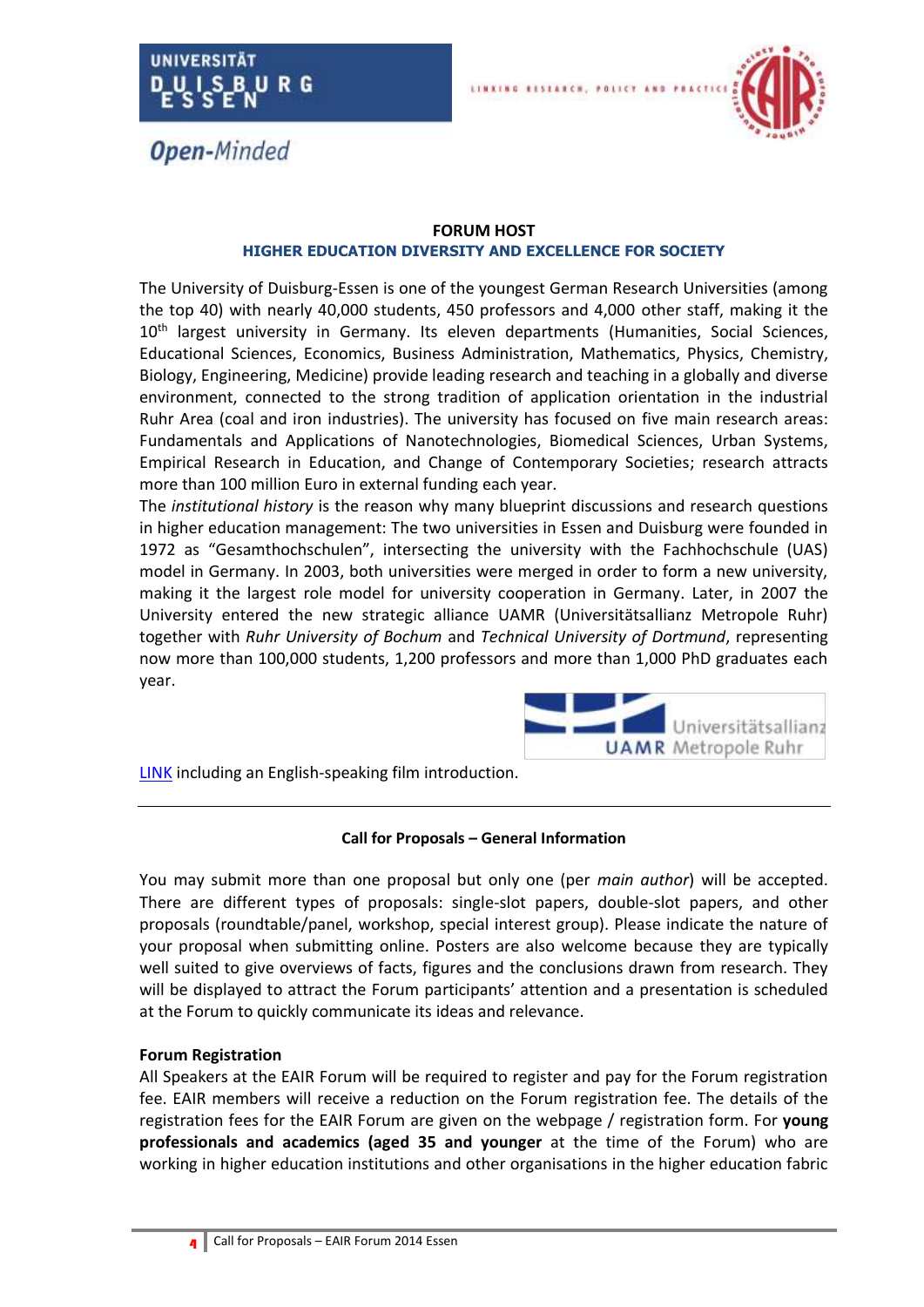UNIVERSITÄT DUISBURG ESSEN

*Open-Minded*

LINKING RESEARCH, POLICY AND PRACTICE

### FORUM HOST

### HIGHER EDUCATION DIVERSITY AND EXCELLENCE FOR SOCIETY

The University of Duisburg-Essen is one of the youngest German Research Universities (among the top 40) with nearly 40,000 students, 450 professors and 4,000 other staff, making it the 10th largest university in Germany. Its eleven departments (Humanities, Social Sciences, Educational Sciences, Economics, Business Administration, Mathematics, Physics, Chemistry, Biology, Engineering, Medicine) provide leading research and teaching in a globally and diverse environment, connected to the strong tradition of application orientation in the industrial Ruhr Area (coal and iron industries). The university has focused on five main research areas: Fundamentals and Applications of Nanotechnologies, Biomedical Sciences, Urban Systems, Empirical Research in Education, and Change of Contemporary Societies; research attracts more than 100 million Euro in external funding each year.

The *institutional history* is the reason why many blueprint discussions and research questions in higher education management: The two universities in Essen and Duisburg were founded in 1972 as "Gesamthochschulen", intersecting the university with the Fachhochschule (UAS) model in Germany. In 2003, both universities were merged in order to form a new university, making it the largest role model for university cooperation in Germany. Later, in 2007 the University entered the new strategic alliance UAMR (Universitätsallianz Metropole Ruhr) together with *Ruhr University of Bochum* and *Technical University of Dortmund*, representing now more than 100,000 students, 1,200 professors and more than 1,000 PhD graduates each year.

UAMR Universitätsallianz Metropole Ruhr

LINK including an English-speaking film introduction.

---

### Call for Proposals – General Information

You may submit more than one proposal but only one (per *main author*) will be accepted. There are different types of proposals: single-slot papers, double-slot papers, and other proposals (roundtable/panel, workshop, special interest group). Please indicate the nature of your proposal when submitting online. Posters are also welcome because they are typically well suited to give overviews of facts, figures and the conclusions drawn from research. They will be displayed to attract the Forum participants' attention and a presentation is scheduled at the Forum to quickly communicate its ideas and relevance.

**Forum Registration**

All Speakers at the EAIR Forum will be required to register and pay for the Forum registration fee. EAIR members will receive a reduction on the Forum registration fee. The details of the registration fees for the EAIR Forum are given on the webpage / registration form. For **young professionals and academics (aged 35 and younger** at the time of the Forum) who are working in higher education institutions and other organisations in the higher education fabric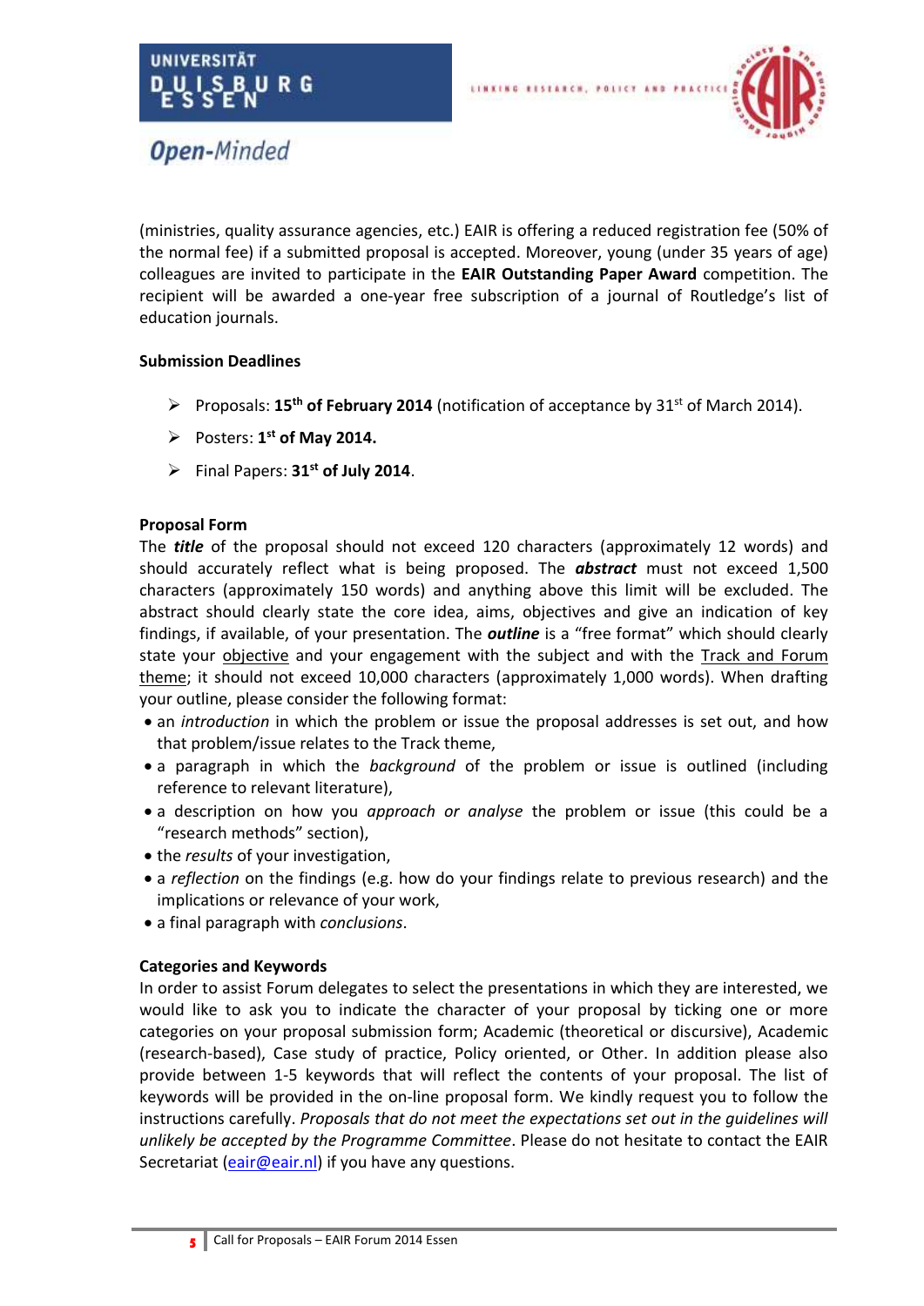(ministries, quality assurance agencies, etc.) EAIR is offering a reduced registration fee (50% of the normal fee) if a submitted proposal is accepted. Moreover, young (under 35 years of age) colleagues are invited to participate in the **EAIR Outstanding Paper Award** competition. The recipient will be awarded a one-year free subscription of a journal of Routledge's list of education journals.

**Submission Deadlines**

- Proposals: **15th of February 2014** (notification of acceptance by 31st of March 2014).
- Posters: **1st of May 2014.**
- Final Papers: **31st of July 2014**.

**Proposal Form**

The ***title*** of the proposal should not exceed 120 characters (approximately 12 words) and should accurately reflect what is being proposed. The ***abstract*** must not exceed 1,500 characters (approximately 150 words) and anything above this limit will be excluded. The abstract should clearly state the core idea, aims, objectives and give an indication of key findings, if available, of your presentation. The ***outline*** is a "free format" which should clearly state your objective and your engagement with the subject and with the Track and Forum theme; it should not exceed 10,000 characters (approximately 1,000 words). When drafting your outline, please consider the following format:

- an *introduction* in which the problem or issue the proposal addresses is set out, and how that problem/issue relates to the Track theme,
- a paragraph in which the *background* of the problem or issue is outlined (including reference to relevant literature),
- a description on how you *approach or analyse* the problem or issue (this could be a "research methods" section),
- the *results* of your investigation,
- a *reflection* on the findings (e.g. how do your findings relate to previous research) and the implications or relevance of your work,
- a final paragraph with *conclusions*.

**Categories and Keywords**

In order to assist Forum delegates to select the presentations in which they are interested, we would like to ask you to indicate the character of your proposal by ticking one or more categories on your proposal submission form; Academic (theoretical or discursive), Academic (research-based), Case study of practice, Policy oriented, or Other. In addition please also provide between 1-5 keywords that will reflect the contents of your proposal. The list of keywords will be provided in the on-line proposal form. We kindly request you to follow the instructions carefully. *Proposals that do not meet the expectations set out in the guidelines will unlikely be accepted by the Programme Committee*. Please do not hesitate to contact the EAIR Secretariat (eair@eair.nl) if you have any questions.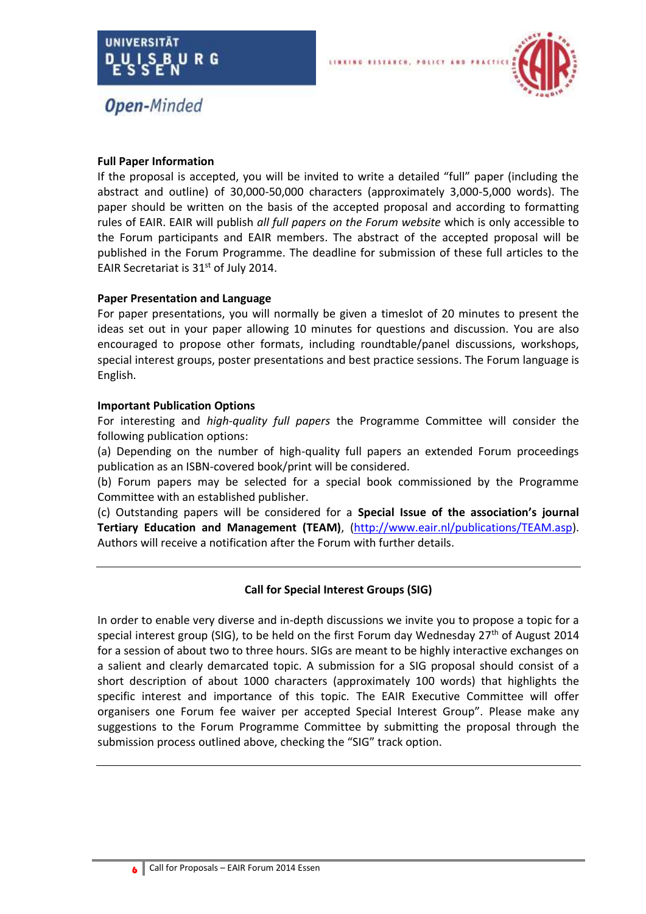**Full Paper Information**

If the proposal is accepted, you will be invited to write a detailed "full" paper (including the abstract and outline) of 30,000-50,000 characters (approximately 3,000-5,000 words). The paper should be written on the basis of the accepted proposal and according to formatting rules of EAIR. EAIR will publish *all full papers on the Forum website* which is only accessible to the Forum participants and EAIR members. The abstract of the accepted proposal will be published in the Forum Programme. The deadline for submission of these full articles to the EAIR Secretariat is 31st of July 2014.

**Paper Presentation and Language**

For paper presentations, you will normally be given a timeslot of 20 minutes to present the ideas set out in your paper allowing 10 minutes for questions and discussion. You are also encouraged to propose other formats, including roundtable/panel discussions, workshops, special interest groups, poster presentations and best practice sessions. The Forum language is English.

**Important Publication Options**

For interesting and *high-quality full papers* the Programme Committee will consider the following publication options:

(a) Depending on the number of high-quality full papers an extended Forum proceedings publication as an ISBN-covered book/print will be considered.

(b) Forum papers may be selected for a special book commissioned by the Programme Committee with an established publisher.

(c) Outstanding papers will be considered for a **Special Issue of the association's journal Tertiary Education and Management (TEAM)**, (http://www.eair.nl/publications/TEAM.asp). Authors will receive a notification after the Forum with further details.

---

**Call for Special Interest Groups (SIG)**

In order to enable very diverse and in-depth discussions we invite you to propose a topic for a special interest group (SIG), to be held on the first Forum day Wednesday 27th of August 2014 for a session of about two to three hours. SIGs are meant to be highly interactive exchanges on a salient and clearly demarcated topic. A submission for a SIG proposal should consist of a short description of about 1000 characters (approximately 100 words) that highlights the specific interest and importance of this topic. The EAIR Executive Committee will offer organisers one Forum fee waiver per accepted Special Interest Group". Please make any suggestions to the Forum Programme Committee by submitting the proposal through the submission process outlined above, checking the "SIG" track option.

---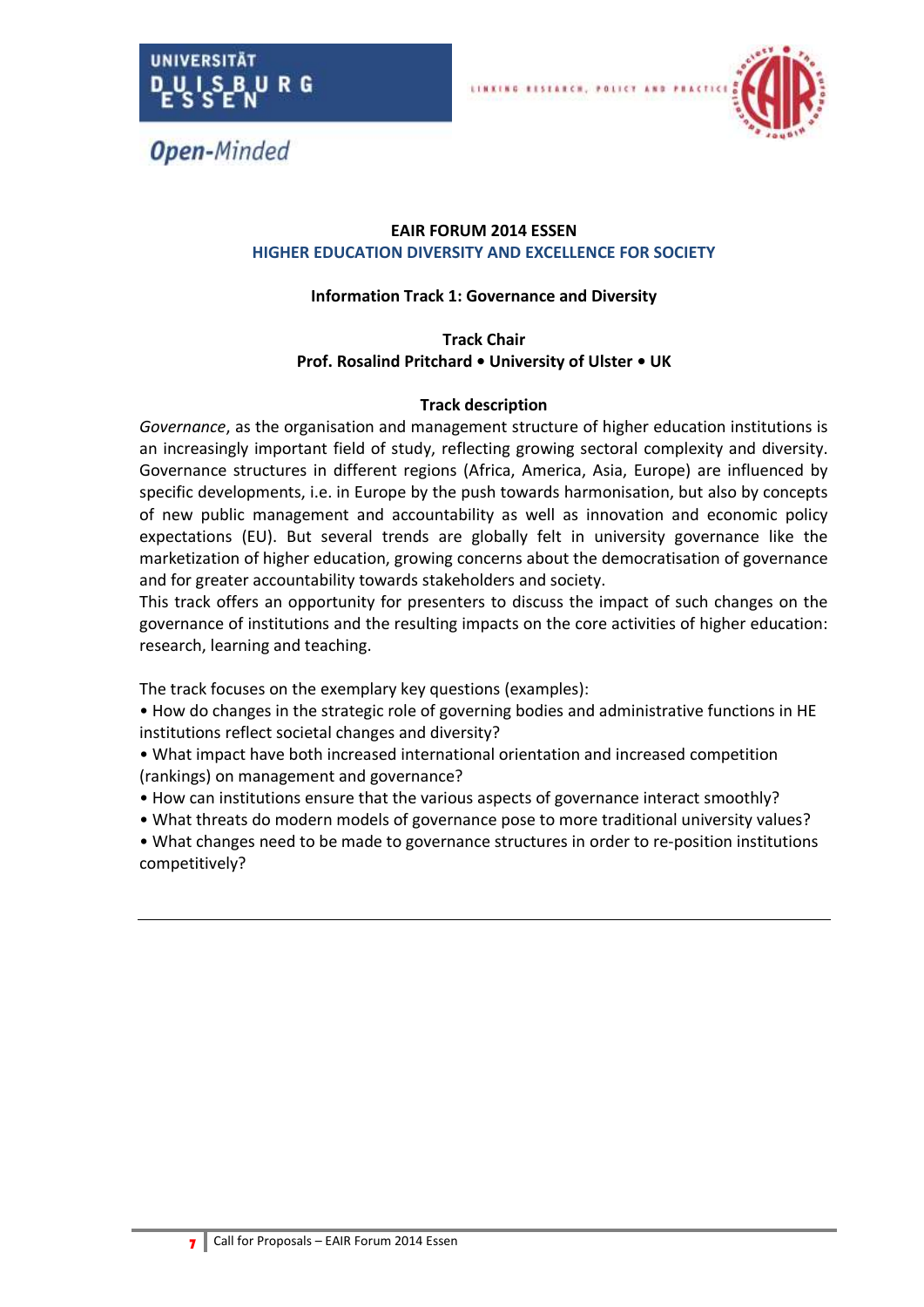**EAIR FORUM 2014 ESSEN**
**HIGHER EDUCATION DIVERSITY AND EXCELLENCE FOR SOCIETY**

**Information Track 1: Governance and Diversity**

**Track Chair**
**Prof. Rosalind Pritchard • University of Ulster • UK**

**Track description**

*Governance*, as the organisation and management structure of higher education institutions is an increasingly important field of study, reflecting growing sectoral complexity and diversity. Governance structures in different regions (Africa, America, Asia, Europe) are influenced by specific developments, i.e. in Europe by the push towards harmonisation, but also by concepts of new public management and accountability as well as innovation and economic policy expectations (EU). But several trends are globally felt in university governance like the marketization of higher education, growing concerns about the democratisation of governance and for greater accountability towards stakeholders and society.
This track offers an opportunity for presenters to discuss the impact of such changes on the governance of institutions and the resulting impacts on the core activities of higher education: research, learning and teaching.

The track focuses on the exemplary key questions (examples):

- How do changes in the strategic role of governing bodies and administrative functions in HE institutions reflect societal changes and diversity?
- What impact have both increased international orientation and increased competition (rankings) on management and governance?
- How can institutions ensure that the various aspects of governance interact smoothly?
- What threats do modern models of governance pose to more traditional university values?
- What changes need to be made to governance structures in order to re-position institutions competitively?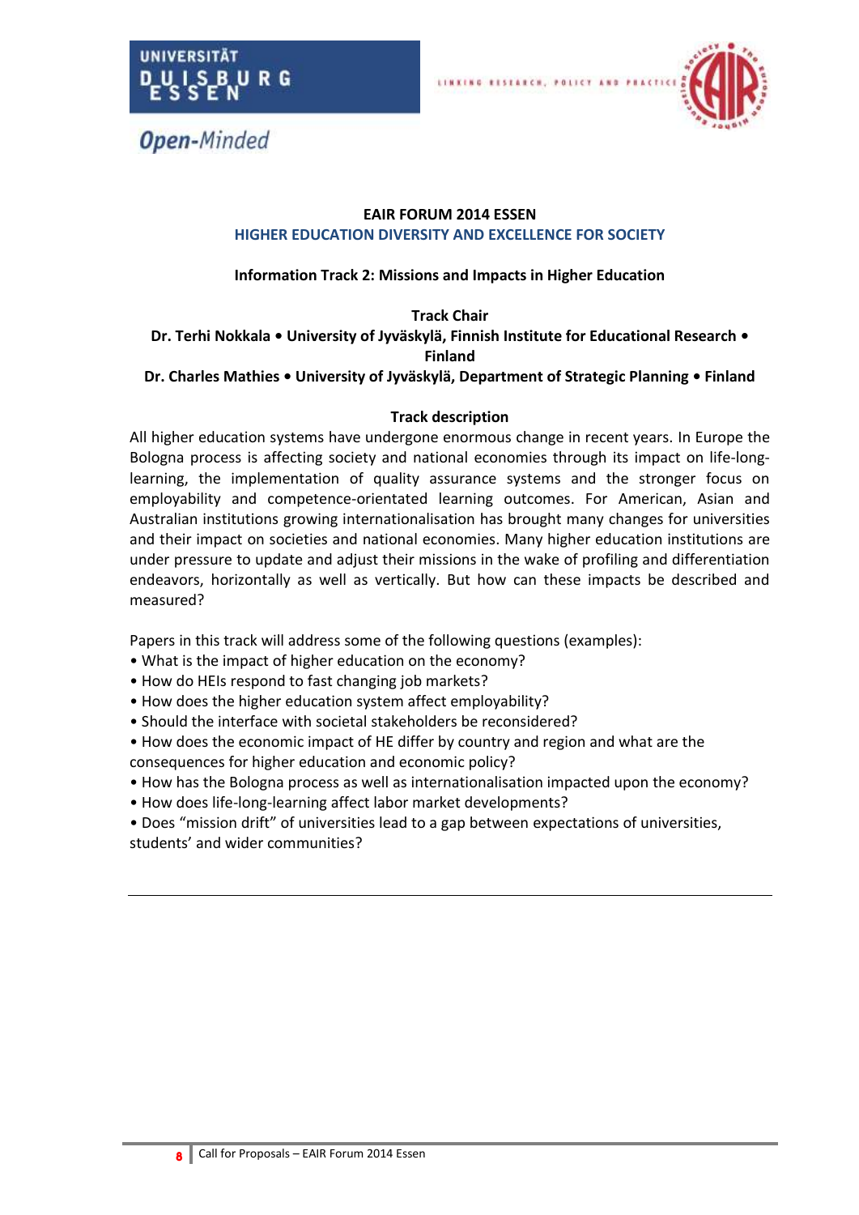## EAIR FORUM 2014 ESSEN

### HIGHER EDUCATION DIVERSITY AND EXCELLENCE FOR SOCIETY

**Information Track 2: Missions and Impacts in Higher Education**

**Track Chair**

**Dr. Terhi Nokkala • University of Jyväskylä, Finnish Institute for Educational Research • Finland**

**Dr. Charles Mathies • University of Jyväskylä, Department of Strategic Planning • Finland**

**Track description**

All higher education systems have undergone enormous change in recent years. In Europe the Bologna process is affecting society and national economies through its impact on life-long-learning, the implementation of quality assurance systems and the stronger focus on employability and competence-orientated learning outcomes. For American, Asian and Australian institutions growing internationalisation has brought many changes for universities and their impact on societies and national economies. Many higher education institutions are under pressure to update and adjust their missions in the wake of profiling and differentiation endeavors, horizontally as well as vertically. But how can these impacts be described and measured?

Papers in this track will address some of the following questions (examples):

- What is the impact of higher education on the economy?
- How do HEIs respond to fast changing job markets?
- How does the higher education system affect employability?
- Should the interface with societal stakeholders be reconsidered?
- How does the economic impact of HE differ by country and region and what are the consequences for higher education and economic policy?
- How has the Bologna process as well as internationalisation impacted upon the economy?
- How does life-long-learning affect labor market developments?
- Does “mission drift” of universities lead to a gap between expectations of universities, students’ and wider communities?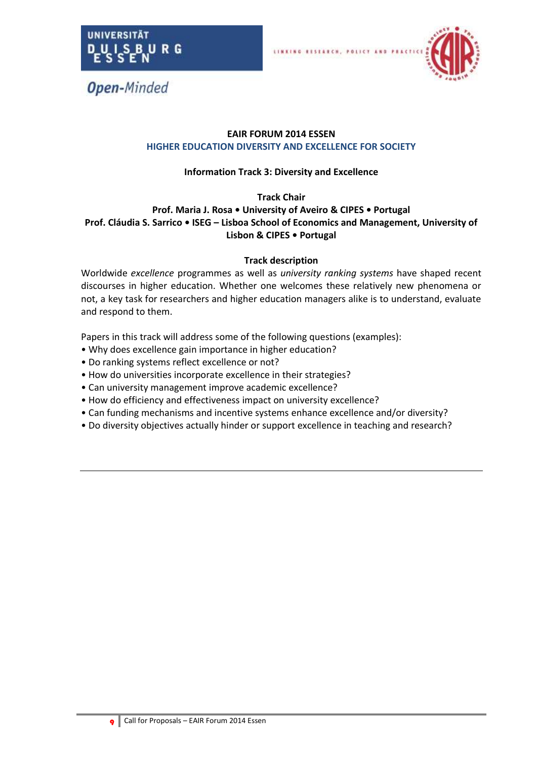# EAIR FORUM 2014 ESSEN

## HIGHER EDUCATION DIVERSITY AND EXCELLENCE FOR SOCIETY

### Information Track 3: Diversity and Excellence

**Track Chair**

**Prof. Maria J. Rosa • University of Aveiro & CIPES • Portugal**

**Prof. Cláudia S. Sarrico • ISEG – Lisboa School of Economics and Management, University of Lisbon & CIPES • Portugal**

**Track description**

Worldwide *excellence* programmes as well as *university ranking systems* have shaped recent discourses in higher education. Whether one welcomes these relatively new phenomena or not, a key task for researchers and higher education managers alike is to understand, evaluate and respond to them.

Papers in this track will address some of the following questions (examples):

- Why does excellence gain importance in higher education?
- Do ranking systems reflect excellence or not?
- How do universities incorporate excellence in their strategies?
- Can university management improve academic excellence?
- How do efficiency and effectiveness impact on university excellence?
- Can funding mechanisms and incentive systems enhance excellence and/or diversity?
- Do diversity objectives actually hinder or support excellence in teaching and research?

---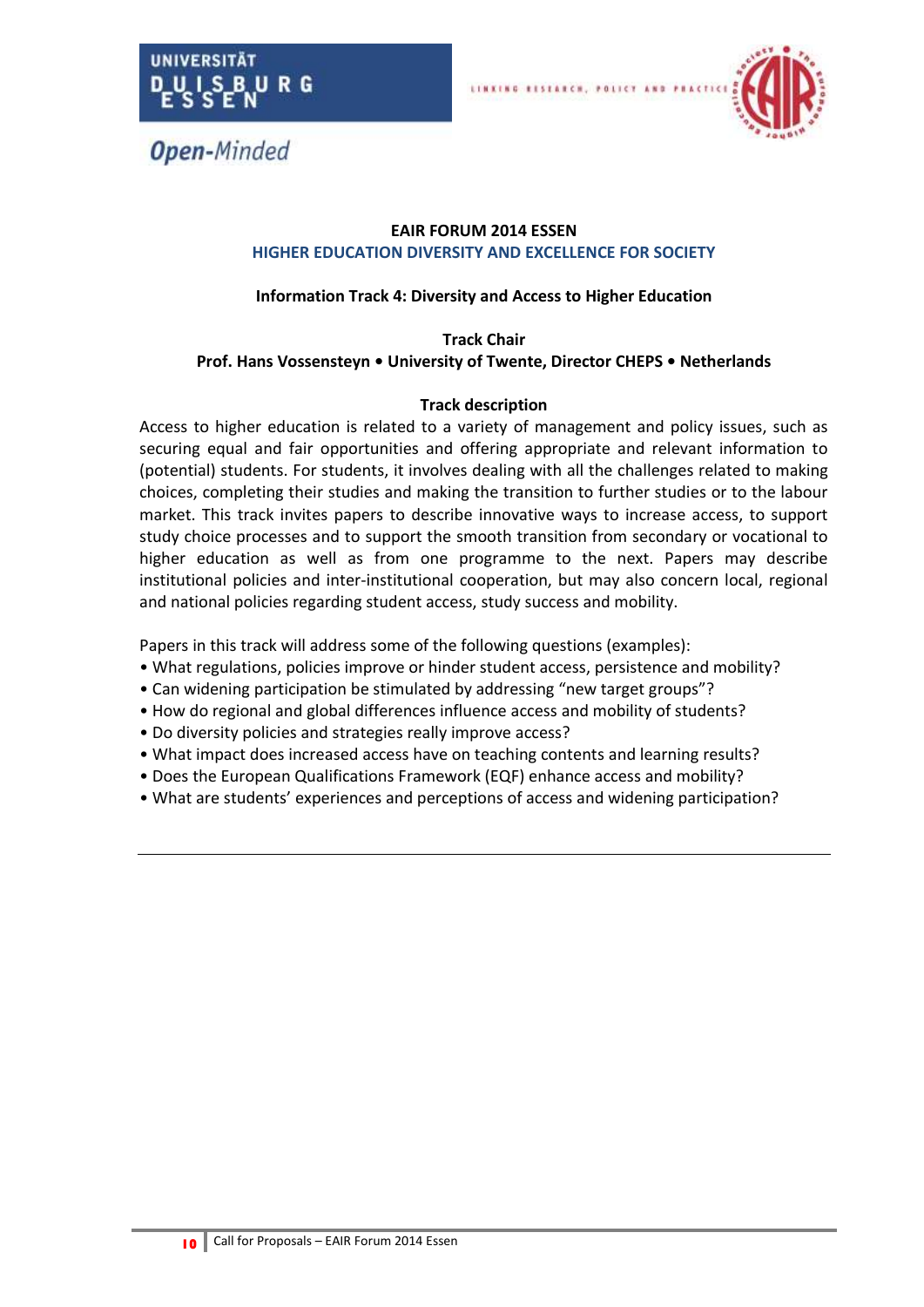**EAIR FORUM 2014 ESSEN**

**HIGHER EDUCATION DIVERSITY AND EXCELLENCE FOR SOCIETY**

**Information Track 4: Diversity and Access to Higher Education**

**Track Chair**

**Prof. Hans Vossensteyn • University of Twente, Director CHEPS • Netherlands**

**Track description**

Access to higher education is related to a variety of management and policy issues, such as securing equal and fair opportunities and offering appropriate and relevant information to (potential) students. For students, it involves dealing with all the challenges related to making choices, completing their studies and making the transition to further studies or to the labour market. This track invites papers to describe innovative ways to increase access, to support study choice processes and to support the smooth transition from secondary or vocational to higher education as well as from one programme to the next. Papers may describe institutional policies and inter-institutional cooperation, but may also concern local, regional and national policies regarding student access, study success and mobility.

Papers in this track will address some of the following questions (examples):

- What regulations, policies improve or hinder student access, persistence and mobility?
- Can widening participation be stimulated by addressing "new target groups"?
- How do regional and global differences influence access and mobility of students?
- Do diversity policies and strategies really improve access?
- What impact does increased access have on teaching contents and learning results?
- Does the European Qualifications Framework (EQF) enhance access and mobility?
- What are students' experiences and perceptions of access and widening participation?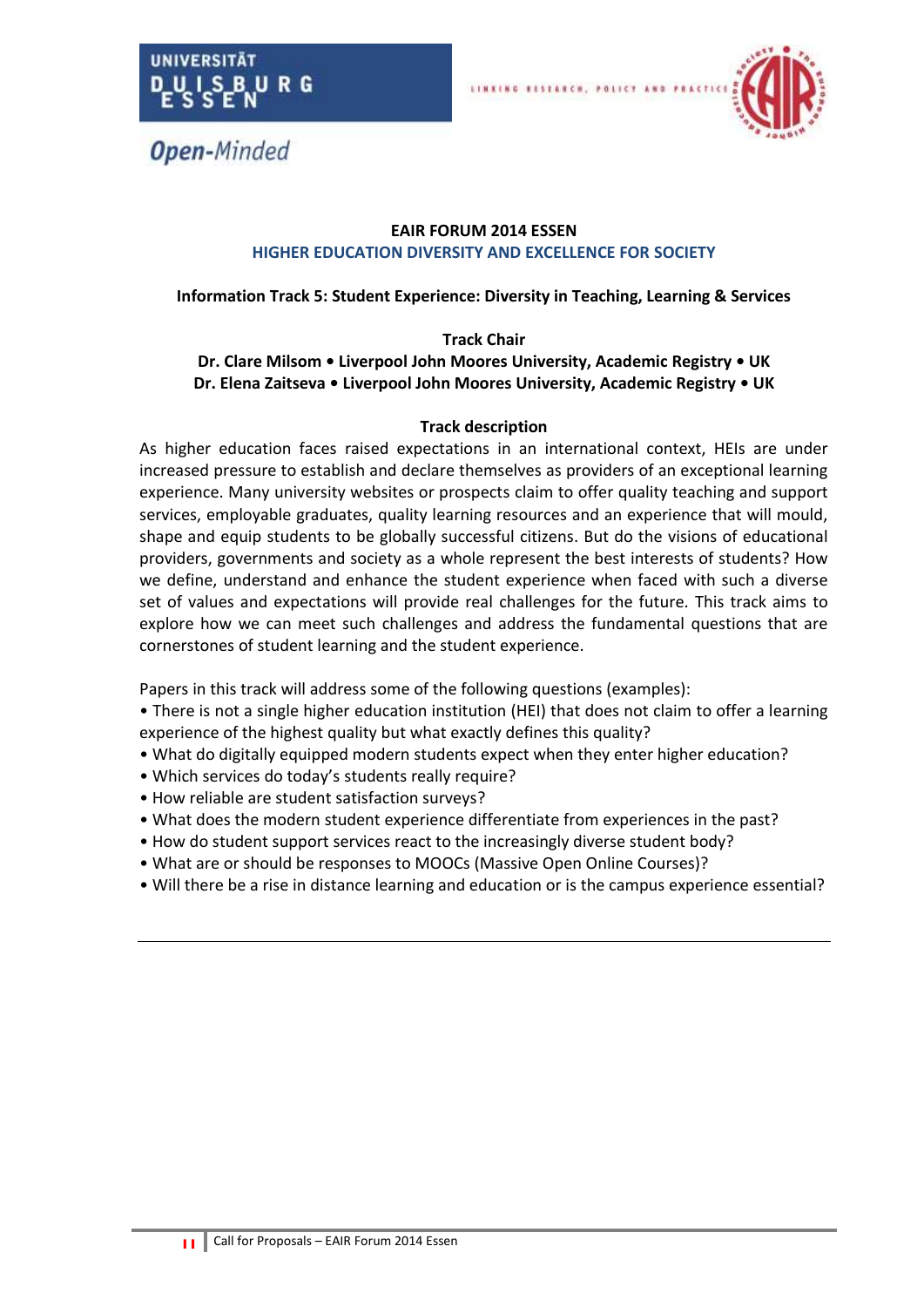**EAIR FORUM 2014 ESSEN**

**HIGHER EDUCATION DIVERSITY AND EXCELLENCE FOR SOCIETY**

**Information Track 5: Student Experience: Diversity in Teaching, Learning & Services**

**Track Chair**

**Dr. Clare Milsom • Liverpool John Moores University, Academic Registry • UK**
**Dr. Elena Zaitseva • Liverpool John Moores University, Academic Registry • UK**

**Track description**

As higher education faces raised expectations in an international context, HEIs are under increased pressure to establish and declare themselves as providers of an exceptional learning experience. Many university websites or prospects claim to offer quality teaching and support services, employable graduates, quality learning resources and an experience that will mould, shape and equip students to be globally successful citizens. But do the visions of educational providers, governments and society as a whole represent the best interests of students? How we define, understand and enhance the student experience when faced with such a diverse set of values and expectations will provide real challenges for the future. This track aims to explore how we can meet such challenges and address the fundamental questions that are cornerstones of student learning and the student experience.

Papers in this track will address some of the following questions (examples):

- There is not a single higher education institution (HEI) that does not claim to offer a learning experience of the highest quality but what exactly defines this quality?
- What do digitally equipped modern students expect when they enter higher education?
- Which services do today's students really require?
- How reliable are student satisfaction surveys?
- What does the modern student experience differentiate from experiences in the past?
- How do student support services react to the increasingly diverse student body?
- What are or should be responses to MOOCs (Massive Open Online Courses)?
- Will there be a rise in distance learning and education or is the campus experience essential?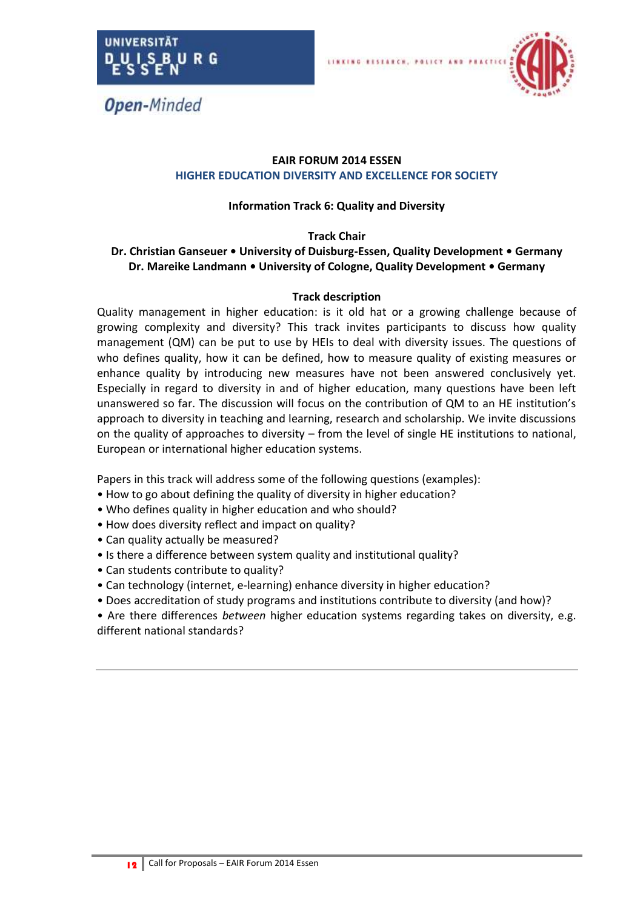# EAIR FORUM 2014 ESSEN

## HIGHER EDUCATION DIVERSITY AND EXCELLENCE FOR SOCIETY

### Information Track 6: Quality and Diversity

**Track Chair**

**Dr. Christian Ganseuer • University of Duisburg-Essen, Quality Development • Germany**
**Dr. Mareike Landmann • University of Cologne, Quality Development • Germany**

**Track description**

Quality management in higher education: is it old hat or a growing challenge because of growing complexity and diversity? This track invites participants to discuss how quality management (QM) can be put to use by HEIs to deal with diversity issues. The questions of who defines quality, how it can be defined, how to measure quality of existing measures or enhance quality by introducing new measures have not been answered conclusively yet. Especially in regard to diversity in and of higher education, many questions have been left unanswered so far. The discussion will focus on the contribution of QM to an HE institution's approach to diversity in teaching and learning, research and scholarship. We invite discussions on the quality of approaches to diversity – from the level of single HE institutions to national, European or international higher education systems.

Papers in this track will address some of the following questions (examples):

- How to go about defining the quality of diversity in higher education?
- Who defines quality in higher education and who should?
- How does diversity reflect and impact on quality?
- Can quality actually be measured?
- Is there a difference between system quality and institutional quality?
- Can students contribute to quality?
- Can technology (internet, e-learning) enhance diversity in higher education?
- Does accreditation of study programs and institutions contribute to diversity (and how)?
- Are there differences *between* higher education systems regarding takes on diversity, e.g. different national standards?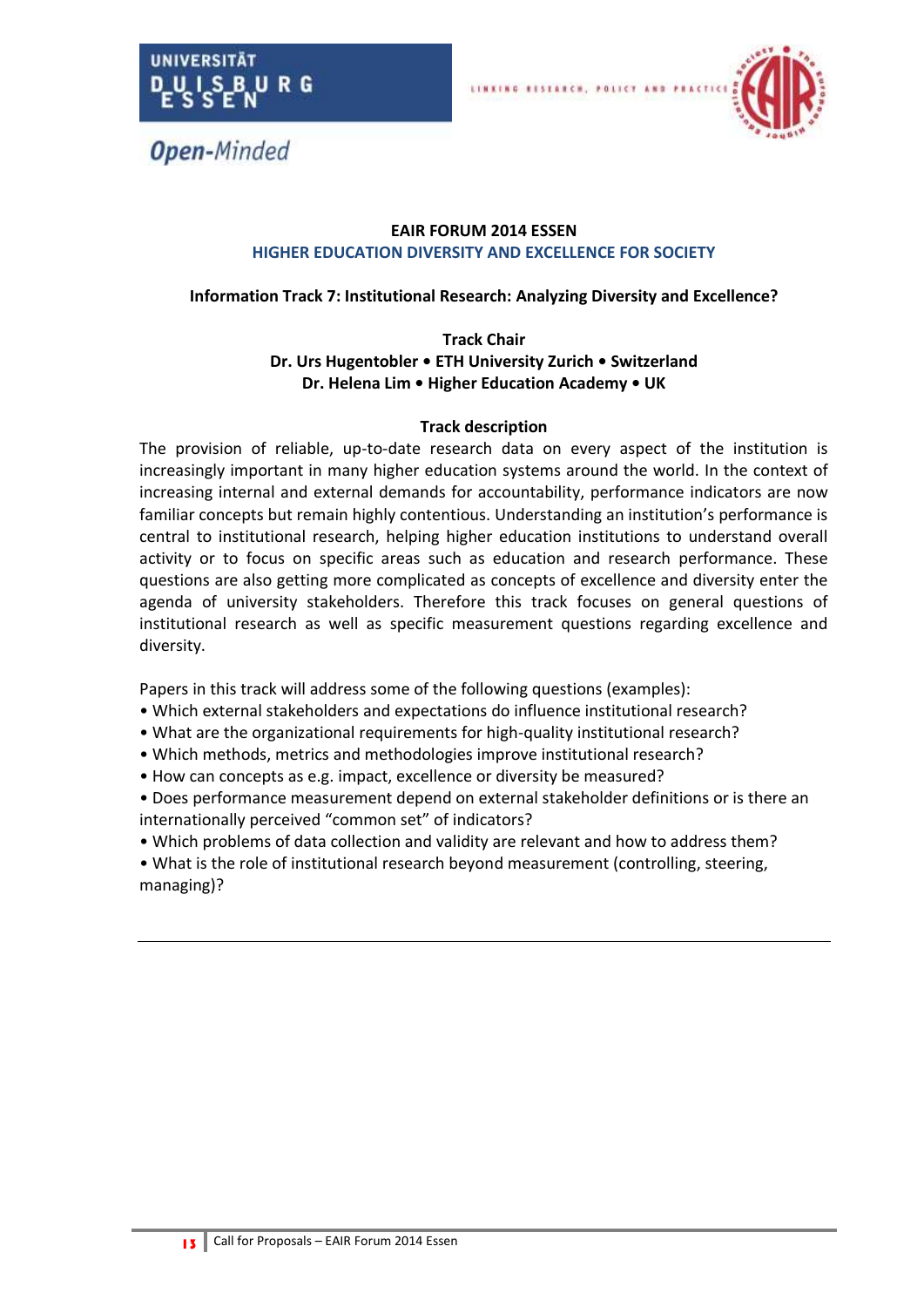**EAIR FORUM 2014 ESSEN**

**HIGHER EDUCATION DIVERSITY AND EXCELLENCE FOR SOCIETY**

**Information Track 7: Institutional Research: Analyzing Diversity and Excellence?**

**Track Chair**

**Dr. Urs Hugentobler • ETH University Zurich • Switzerland**

**Dr. Helena Lim • Higher Education Academy • UK**

**Track description**

The provision of reliable, up-to-date research data on every aspect of the institution is increasingly important in many higher education systems around the world. In the context of increasing internal and external demands for accountability, performance indicators are now familiar concepts but remain highly contentious. Understanding an institution's performance is central to institutional research, helping higher education institutions to understand overall activity or to focus on specific areas such as education and research performance. These questions are also getting more complicated as concepts of excellence and diversity enter the agenda of university stakeholders. Therefore this track focuses on general questions of institutional research as well as specific measurement questions regarding excellence and diversity.

Papers in this track will address some of the following questions (examples):

- Which external stakeholders and expectations do influence institutional research?
- What are the organizational requirements for high-quality institutional research?
- Which methods, metrics and methodologies improve institutional research?
- How can concepts as e.g. impact, excellence or diversity be measured?
- Does performance measurement depend on external stakeholder definitions or is there an internationally perceived "common set" of indicators?
- Which problems of data collection and validity are relevant and how to address them?
- What is the role of institutional research beyond measurement (controlling, steering, managing)?

---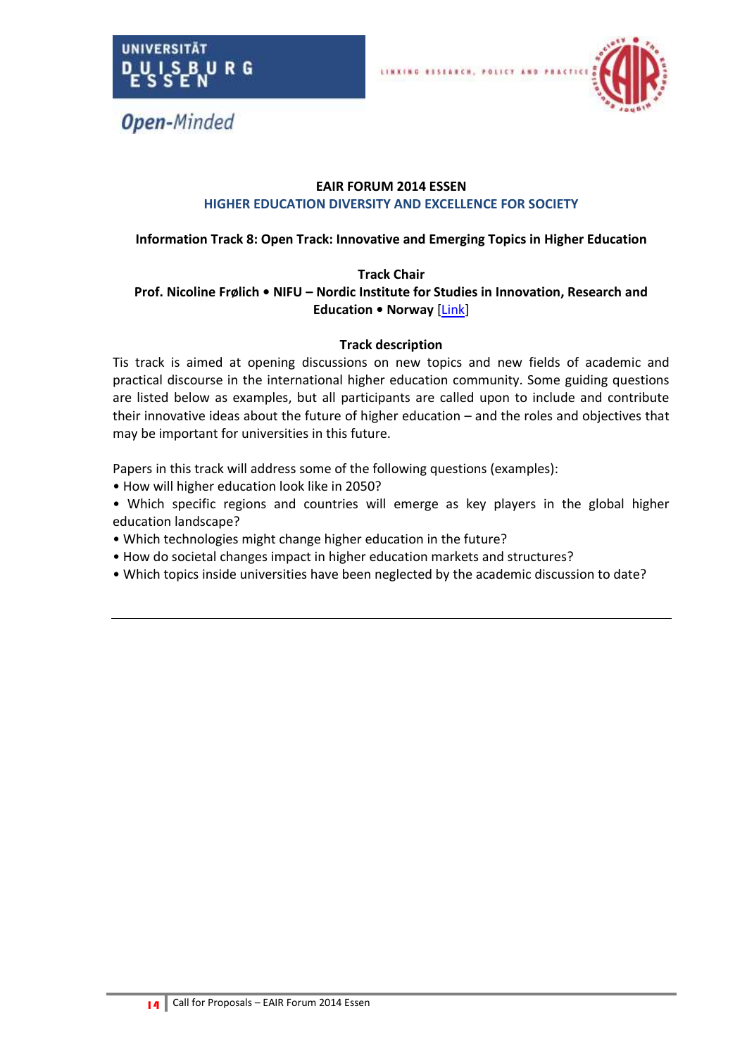UNIVERSITÄT DUISBURG ESSEN

*Open-Minded*

LINKING RESEARCH, POLICY AND PRACTICE

**EAIR FORUM 2014 ESSEN**
**HIGHER EDUCATION DIVERSITY AND EXCELLENCE FOR SOCIETY**

**Information Track 8: Open Track: Innovative and Emerging Topics in Higher Education**

**Track Chair**
**Prof. Nicoline Frølich • NIFU – Nordic Institute for Studies in Innovation, Research and Education • Norway** [Link]

**Track description**

Tis track is aimed at opening discussions on new topics and new fields of academic and practical discourse in the international higher education community. Some guiding questions are listed below as examples, but all participants are called upon to include and contribute their innovative ideas about the future of higher education – and the roles and objectives that may be important for universities in this future.

Papers in this track will address some of the following questions (examples):

- How will higher education look like in 2050?
- Which specific regions and countries will emerge as key players in the global higher education landscape?
- Which technologies might change higher education in the future?
- How do societal changes impact in higher education markets and structures?
- Which topics inside universities have been neglected by the academic discussion to date?